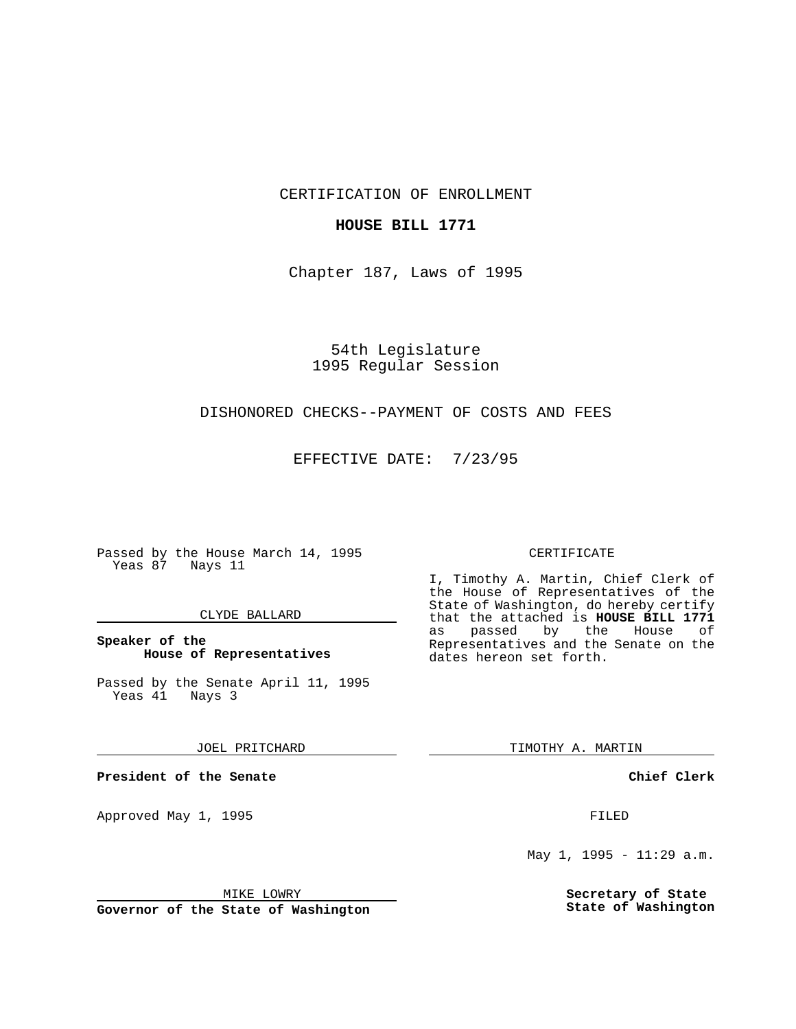CERTIFICATION OF ENROLLMENT

**HOUSE BILL 1771**

Chapter 187, Laws of 1995

54th Legislature
1995 Regular Session

DISHONORED CHECKS--PAYMENT OF COSTS AND FEES

EFFECTIVE DATE: 7/23/95

Passed by the House March 14, 1995
Yeas 87 Nays 11

CLYDE BALLARD

**Speaker of the House of Representatives**

Passed by the Senate April 11, 1995
Yeas 41 Nays 3

JOEL PRITCHARD

**President of the Senate**

Approved May 1, 1995

MIKE LOWRY

**Governor of the State of Washington**

CERTIFICATE

I, Timothy A. Martin, Chief Clerk of the House of Representatives of the State of Washington, do hereby certify that the attached is **HOUSE BILL 1771** as passed by the House of Representatives and the Senate on the dates hereon set forth.

TIMOTHY A. MARTIN

**Chief Clerk**

FILED

May 1, 1995 - 11:29 a.m.

**Secretary of State**
**State of Washington**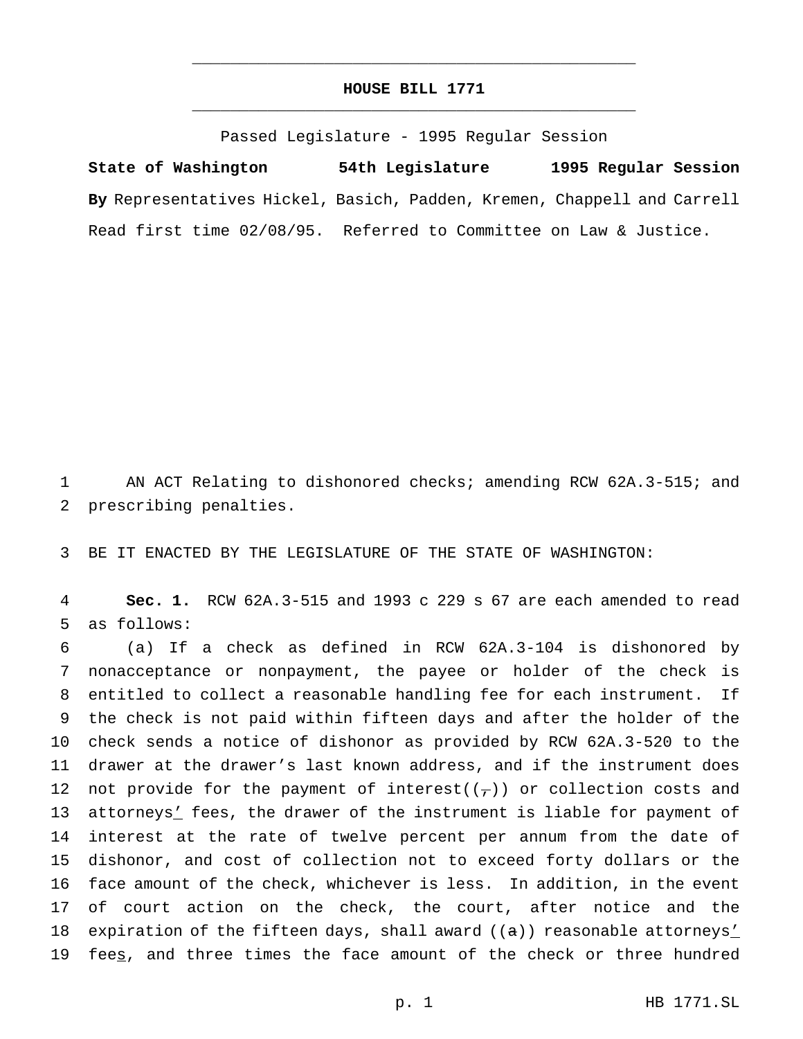# HOUSE BILL 1771

Passed Legislature - 1995 Regular Session

**State of Washington** **54th Legislature** **1995 Regular Session**

**By** Representatives Hickel, Basich, Padden, Kremen, Chappell and Carrell

Read first time 02/08/95. Referred to Committee on Law & Justice.

1 AN ACT Relating to dishonored checks; amending RCW 62A.3-515; and
2 prescribing penalties.

3 BE IT ENACTED BY THE LEGISLATURE OF THE STATE OF WASHINGTON:

4 **Sec. 1.** RCW 62A.3-515 and 1993 c 229 s 67 are each amended to read
5 as follows:

6 (a) If a check as defined in RCW 62A.3-104 is dishonored by
7 nonacceptance or nonpayment, the payee or holder of the check is
8 entitled to collect a reasonable handling fee for each instrument. If
9 the check is not paid within fifteen days and after the holder of the
10 check sends a notice of dishonor as provided by RCW 62A.3-520 to the
11 drawer at the drawer's last known address, and if the instrument does
12 not provide for the payment of interest((~~,~~)) or collection costs and
13 attorneys<u>'</u> fees, the drawer of the instrument is liable for payment of
14 interest at the rate of twelve percent per annum from the date of
15 dishonor, and cost of collection not to exceed forty dollars or the
16 face amount of the check, whichever is less. In addition, in the event
17 of court action on the check, the court, after notice and the
18 expiration of the fifteen days, shall award ((~~a~~)) reasonable attorneys<u>'</u>
19 fee<u>s</u>, and three times the face amount of the check or three hundred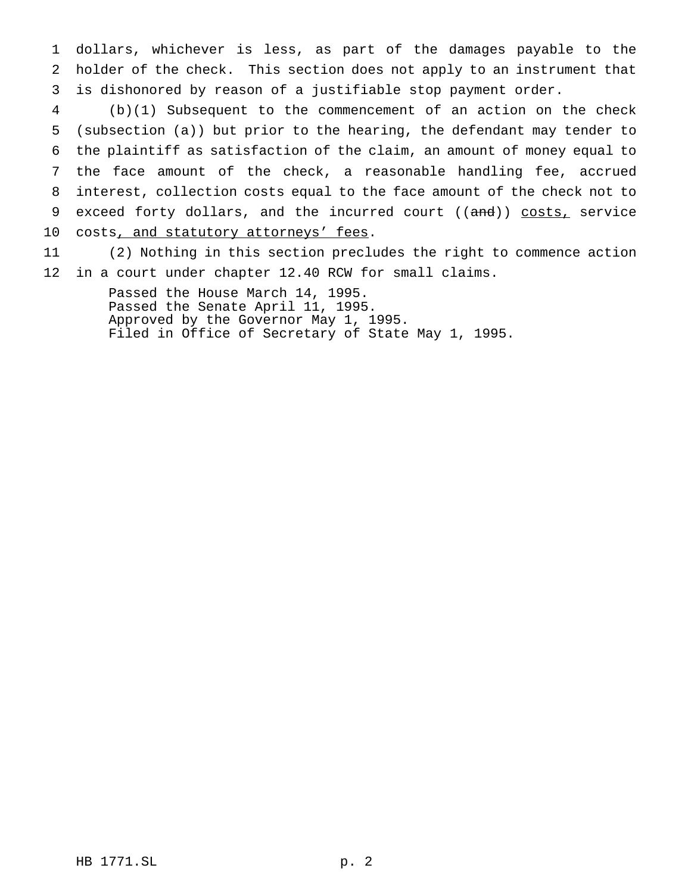dollars, whichever is less, as part of the damages payable to the holder of the check. This section does not apply to an instrument that is dishonored by reason of a justifiable stop payment order.

(b)(1) Subsequent to the commencement of an action on the check (subsection (a)) but prior to the hearing, the defendant may tender to the plaintiff as satisfaction of the claim, an amount of money equal to the face amount of the check, a reasonable handling fee, accrued interest, collection costs equal to the face amount of the check not to exceed forty dollars, and the incurred court ((~~and~~)) <u>costs,</u> service costs<u>, and statutory attorneys' fees</u>.

(2) Nothing in this section precludes the right to commence action in a court under chapter 12.40 RCW for small claims.

Passed the House March 14, 1995.
Passed the Senate April 11, 1995.
Approved by the Governor May 1, 1995.
Filed in Office of Secretary of State May 1, 1995.